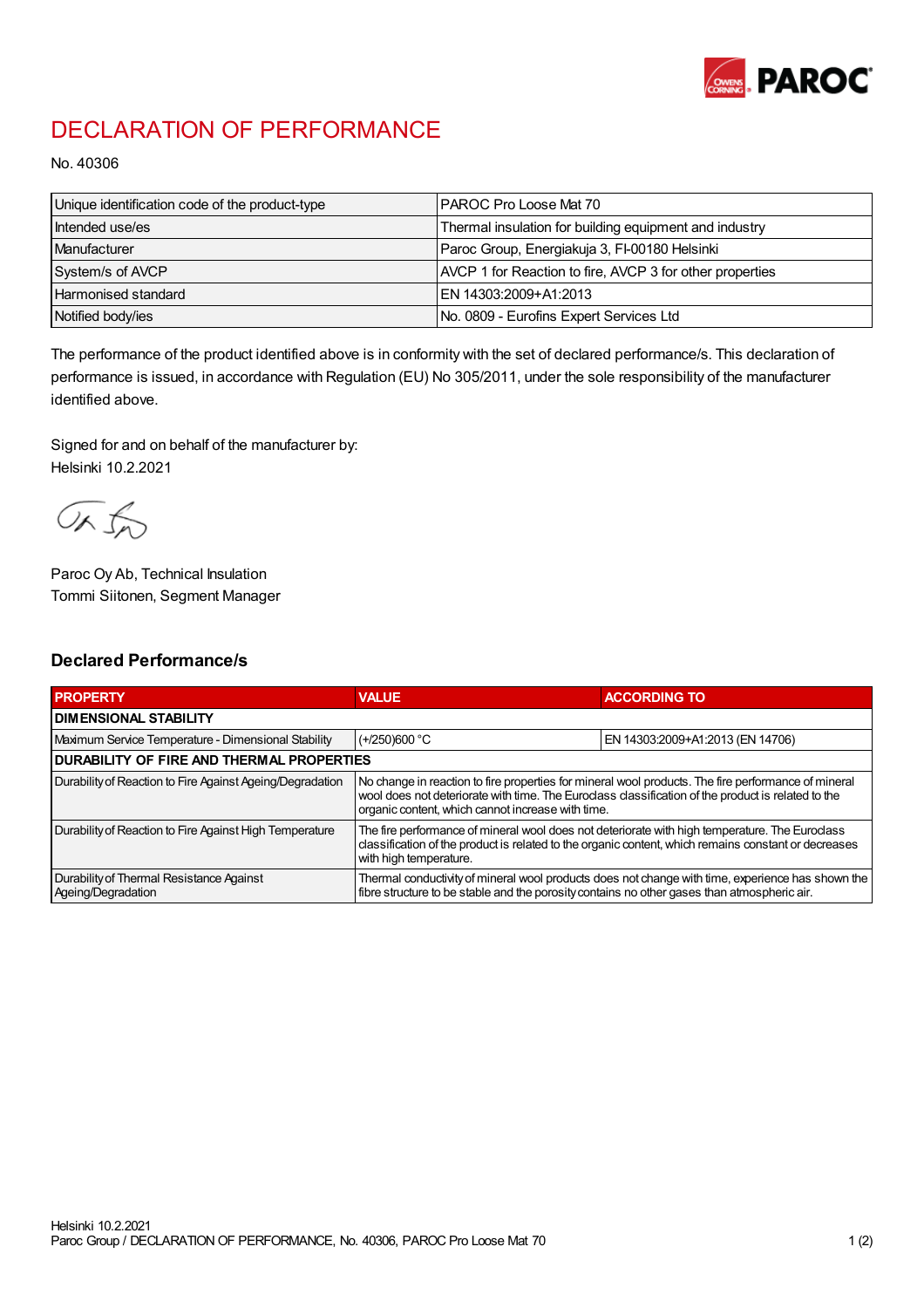# DECLARATION OF PERFORMANCE

No. 40306

| Unique identification code of the product-type | PAROC Pro Loose Mat 70 |
|---|---|
| Intended use/es | Thermal insulation for building equipment and industry |
| Manufacturer | Paroc Group, Energiakuja 3, FI-00180 Helsinki |
| System/s of AVCP | AVCP 1 for Reaction to fire, AVCP 3 for other properties |
| Harmonised standard | EN 14303:2009+A1:2013 |
| Notified body/ies | No. 0809 - Eurofins Expert Services Ltd |

The performance of the product identified above is in conformity with the set of declared performance/s. This declaration of performance is issued, in accordance with Regulation (EU) No 305/2011, under the sole responsibility of the manufacturer identified above.

Signed for and on behalf of the manufacturer by:
Helsinki 10.2.2021

Paroc Oy Ab, Technical Insulation
Tommi Siitonen, Segment Manager

## Declared Performance/s

| PROPERTY | VALUE | ACCORDING TO |
|---|---|---|
| **DIMENSIONAL STABILITY** | | |
| Maximum Service Temperature - Dimensional Stability | (+/250)600 °C | EN 14303:2009+A1:2013 (EN 14706) |
| **DURABILITY OF FIRE AND THERMAL PROPERTIES** | | |
| Durability of Reaction to Fire Against Ageing/Degradation | No change in reaction to fire properties for mineral wool products. The fire performance of mineral wool does not deteriorate with time. The Euroclass classification of the product is related to the organic content, which cannot increase with time. | |
| Durability of Reaction to Fire Against High Temperature | The fire performance of mineral wool does not deteriorate with high temperature. The Euroclass classification of the product is related to the organic content, which remains constant or decreases with high temperature. | |
| Durability of Thermal Resistance Against Ageing/Degradation | Thermal conductivity of mineral wool products does not change with time, experience has shown the fibre structure to be stable and the porosity contains no other gases than atmospheric air. | |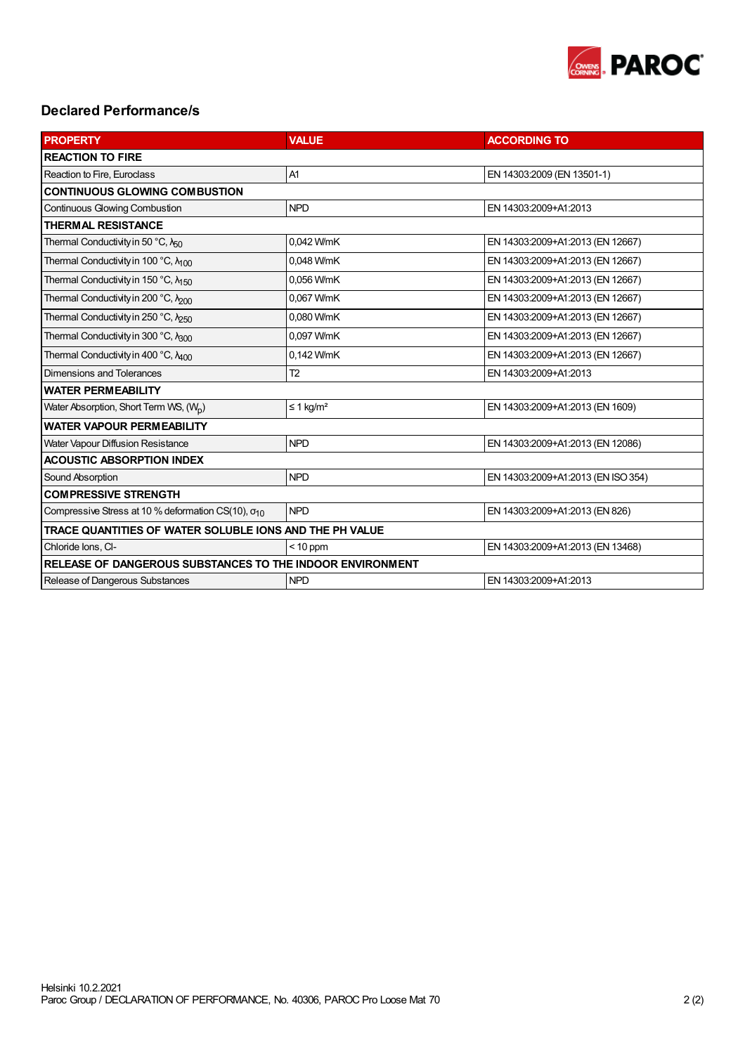## Declared Performance/s

| PROPERTY | VALUE | ACCORDING TO |
|---|---|---|
| **REACTION TO FIRE** | | |
| Reaction to Fire, Euroclass | A1 | EN 14303:2009 (EN 13501-1) |
| **CONTINUOUS GLOWING COMBUSTION** | | |
| Continuous Glowing Combustion | NPD | EN 14303:2009+A1:2013 |
| **THERMAL RESISTANCE** | | |
| Thermal Conductivity in 50 °C, $\lambda_{50}$ | 0,042 W/mK | EN 14303:2009+A1:2013 (EN 12667) |
| Thermal Conductivity in 100 °C, $\lambda_{100}$ | 0,048 W/mK | EN 14303:2009+A1:2013 (EN 12667) |
| Thermal Conductivity in 150 °C, $\lambda_{150}$ | 0,056 W/mK | EN 14303:2009+A1:2013 (EN 12667) |
| Thermal Conductivity in 200 °C, $\lambda_{200}$ | 0,067 W/mK | EN 14303:2009+A1:2013 (EN 12667) |
| Thermal Conductivity in 250 °C, $\lambda_{250}$ | 0,080 W/mK | EN 14303:2009+A1:2013 (EN 12667) |
| Thermal Conductivity in 300 °C, $\lambda_{300}$ | 0,097 W/mK | EN 14303:2009+A1:2013 (EN 12667) |
| Thermal Conductivity in 400 °C, $\lambda_{400}$ | 0,142 W/mK | EN 14303:2009+A1:2013 (EN 12667) |
| Dimensions and Tolerances | T2 | EN 14303:2009+A1:2013 |
| **WATER PERMEABILITY** | | |
| Water Absorption, Short Term WS, ($W_p$) | ≤ 1 kg/m² | EN 14303:2009+A1:2013 (EN 1609) |
| **WATER VAPOUR PERMEABILITY** | | |
| Water Vapour Diffusion Resistance | NPD | EN 14303:2009+A1:2013 (EN 12086) |
| **ACOUSTIC ABSORPTION INDEX** | | |
| Sound Absorption | NPD | EN 14303:2009+A1:2013 (EN ISO 354) |
| **COMPRESSIVE STRENGTH** | | |
| Compressive Stress at 10 % deformation CS(10), $\sigma_{10}$ | NPD | EN 14303:2009+A1:2013 (EN 826) |
| **TRACE QUANTITIES OF WATER SOLUBLE IONS AND THE PH VALUE** | | |
| Chloride Ions, Cl- | < 10 ppm | EN 14303:2009+A1:2013 (EN 13468) |
| **RELEASE OF DANGEROUS SUBSTANCES TO THE INDOOR ENVIRONMENT** | | |
| Release of Dangerous Substances | NPD | EN 14303:2009+A1:2013 |

Helsinki 10.2.2021
Paroc Group / DECLARATION OF PERFORMANCE, No. 40306, PAROC Pro Loose Mat 70